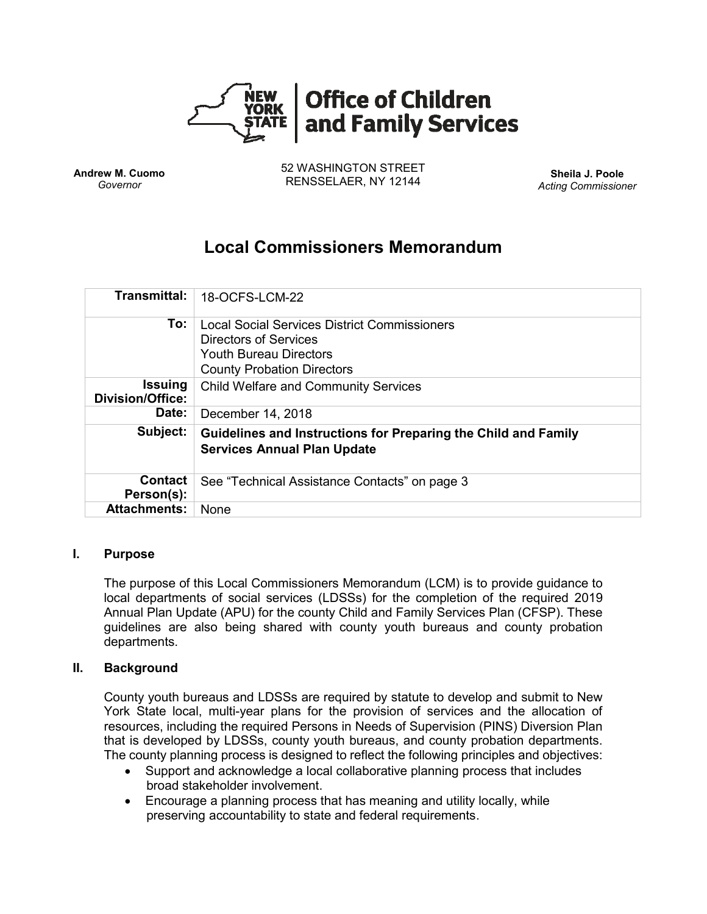**Office of Children and Family Services**

**Andrew M. Cuomo**
*Governor*

52 WASHINGTON STREET
RENSSELAER, NY 12144

**Sheila J. Poole**
*Acting Commissioner*

# Local Commissioners Memorandum

| | |
|---|---|
| **Transmittal:** | 18-OCFS-LCM-22 |
| **To:** | Local Social Services District Commissioners<br>Directors of Services<br>Youth Bureau Directors<br>County Probation Directors |
| **Issuing Division/Office:** | Child Welfare and Community Services |
| **Date:** | December 14, 2018 |
| **Subject:** | **Guidelines and Instructions for Preparing the Child and Family Services Annual Plan Update** |
| **Contact Person(s):** | See "Technical Assistance Contacts" on page 3 |
| **Attachments:** | None |

## I. Purpose

The purpose of this Local Commissioners Memorandum (LCM) is to provide guidance to local departments of social services (LDSSs) for the completion of the required 2019 Annual Plan Update (APU) for the county Child and Family Services Plan (CFSP). These guidelines are also being shared with county youth bureaus and county probation departments.

## II. Background

County youth bureaus and LDSSs are required by statute to develop and submit to New York State local, multi-year plans for the provision of services and the allocation of resources, including the required Persons in Needs of Supervision (PINS) Diversion Plan that is developed by LDSSs, county youth bureaus, and county probation departments. The county planning process is designed to reflect the following principles and objectives:

- Support and acknowledge a local collaborative planning process that includes broad stakeholder involvement.
- Encourage a planning process that has meaning and utility locally, while preserving accountability to state and federal requirements.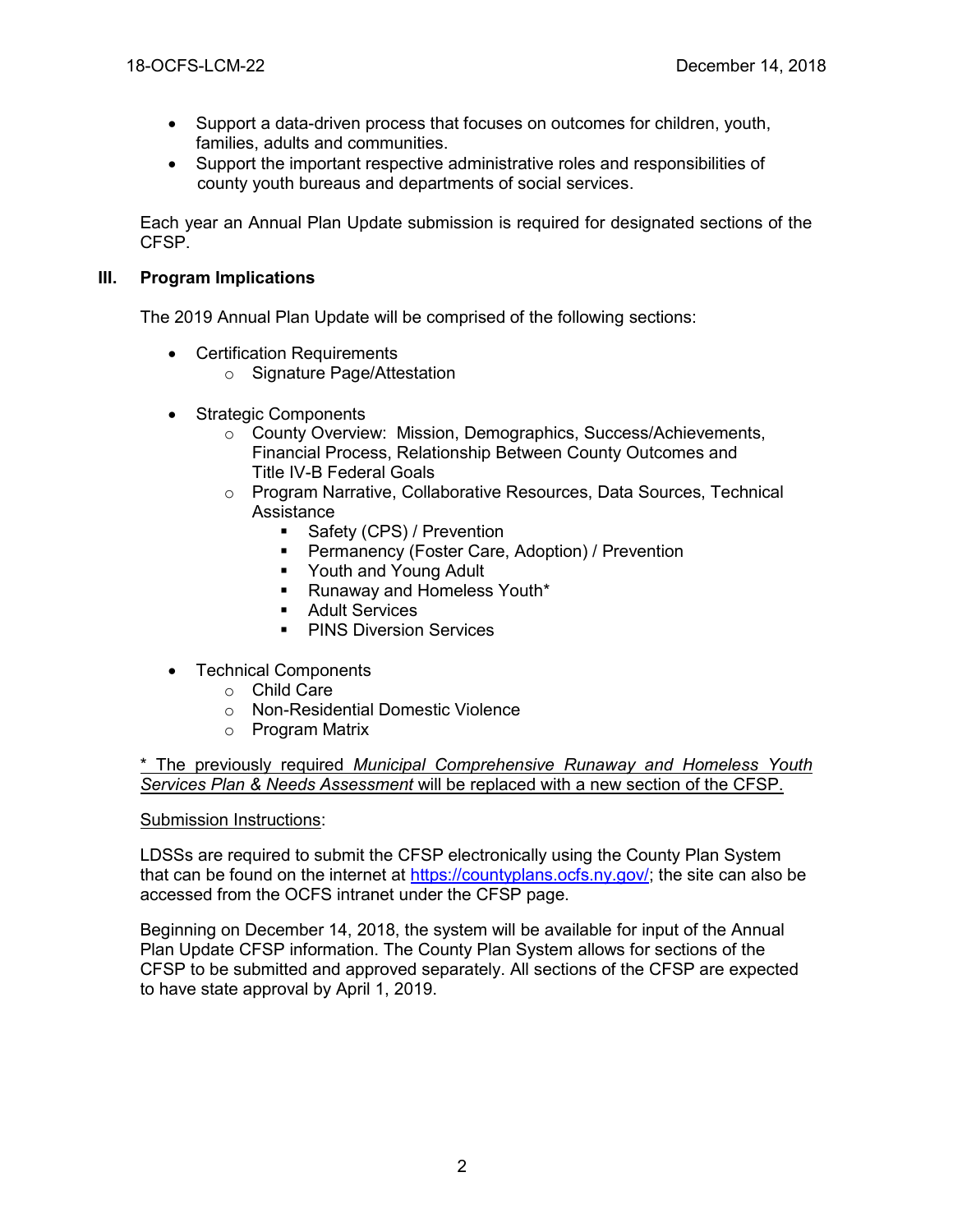- Support a data-driven process that focuses on outcomes for children, youth, families, adults and communities.
- Support the important respective administrative roles and responsibilities of county youth bureaus and departments of social services.

Each year an Annual Plan Update submission is required for designated sections of the CFSP.

## III. Program Implications

The 2019 Annual Plan Update will be comprised of the following sections:

- Certification Requirements
    - Signature Page/Attestation

- Strategic Components
    - County Overview: Mission, Demographics, Success/Achievements, Financial Process, Relationship Between County Outcomes and Title IV-B Federal Goals
    - Program Narrative, Collaborative Resources, Data Sources, Technical Assistance
        - Safety (CPS) / Prevention
        - Permanency (Foster Care, Adoption) / Prevention
        - Youth and Young Adult
        - Runaway and Homeless Youth*
        - Adult Services
        - PINS Diversion Services

- Technical Components
    - Child Care
    - Non-Residential Domestic Violence
    - Program Matrix

<u>* The previously required *Municipal Comprehensive Runaway and Homeless Youth Services Plan & Needs Assessment* will be replaced with a new section of the CFSP.</u>

<u>Submission Instructions</u>:

LDSSs are required to submit the CFSP electronically using the County Plan System that can be found on the internet at https://countyplans.ocfs.ny.gov/; the site can also be accessed from the OCFS intranet under the CFSP page.

Beginning on December 14, 2018, the system will be available for input of the Annual Plan Update CFSP information. The County Plan System allows for sections of the CFSP to be submitted and approved separately. All sections of the CFSP are expected to have state approval by April 1, 2019.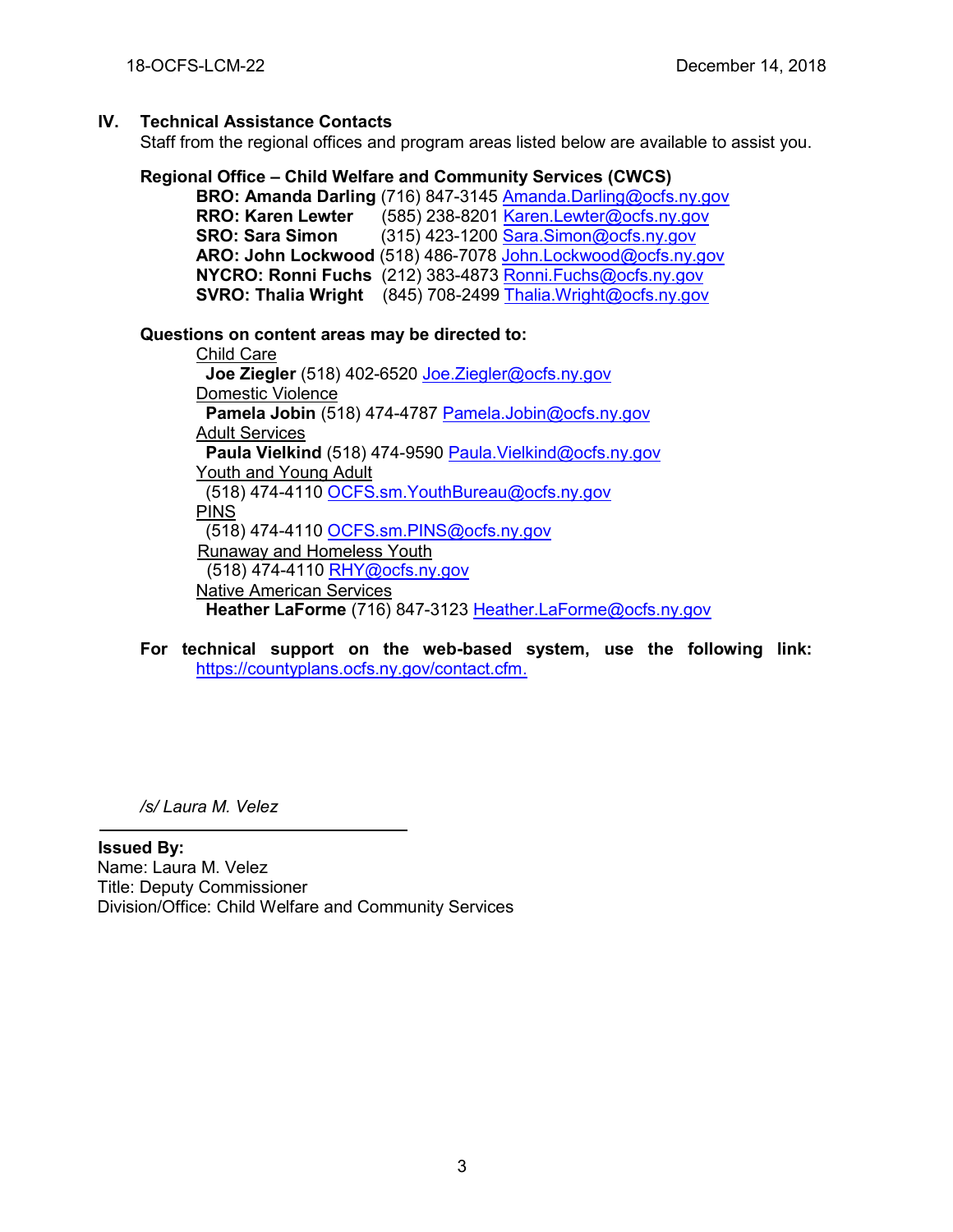## IV. Technical Assistance Contacts

Staff from the regional offices and program areas listed below are available to assist you.

**Regional Office – Child Welfare and Community Services (CWCS)**

**BRO: Amanda Darling** (716) 847-3145 Amanda.Darling@ocfs.ny.gov
**RRO: Karen Lewter** (585) 238-8201 Karen.Lewter@ocfs.ny.gov
**SRO: Sara Simon** (315) 423-1200 Sara.Simon@ocfs.ny.gov
**ARO: John Lockwood** (518) 486-7078 John.Lockwood@ocfs.ny.gov
**NYCRO: Ronni Fuchs** (212) 383-4873 Ronni.Fuchs@ocfs.ny.gov
**SVRO: Thalia Wright** (845) 708-2499 Thalia.Wright@ocfs.ny.gov

**Questions on content areas may be directed to:**

Child Care
**Joe Ziegler** (518) 402-6520 Joe.Ziegler@ocfs.ny.gov
Domestic Violence
**Pamela Jobin** (518) 474-4787 Pamela.Jobin@ocfs.ny.gov
Adult Services
**Paula Vielkind** (518) 474-9590 Paula.Vielkind@ocfs.ny.gov
Youth and Young Adult
(518) 474-4110 OCFS.sm.YouthBureau@ocfs.ny.gov
PINS
(518) 474-4110 OCFS.sm.PINS@ocfs.ny.gov
Runaway and Homeless Youth
(518) 474-4110 RHY@ocfs.ny.gov
Native American Services
**Heather LaForme** (716) 847-3123 Heather.LaForme@ocfs.ny.gov

**For technical support on the web-based system, use the following link:** https://countyplans.ocfs.ny.gov/contact.cfm.

*/s/ Laura M. Velez*

**Issued By:**
Name: Laura M. Velez
Title: Deputy Commissioner
Division/Office: Child Welfare and Community Services